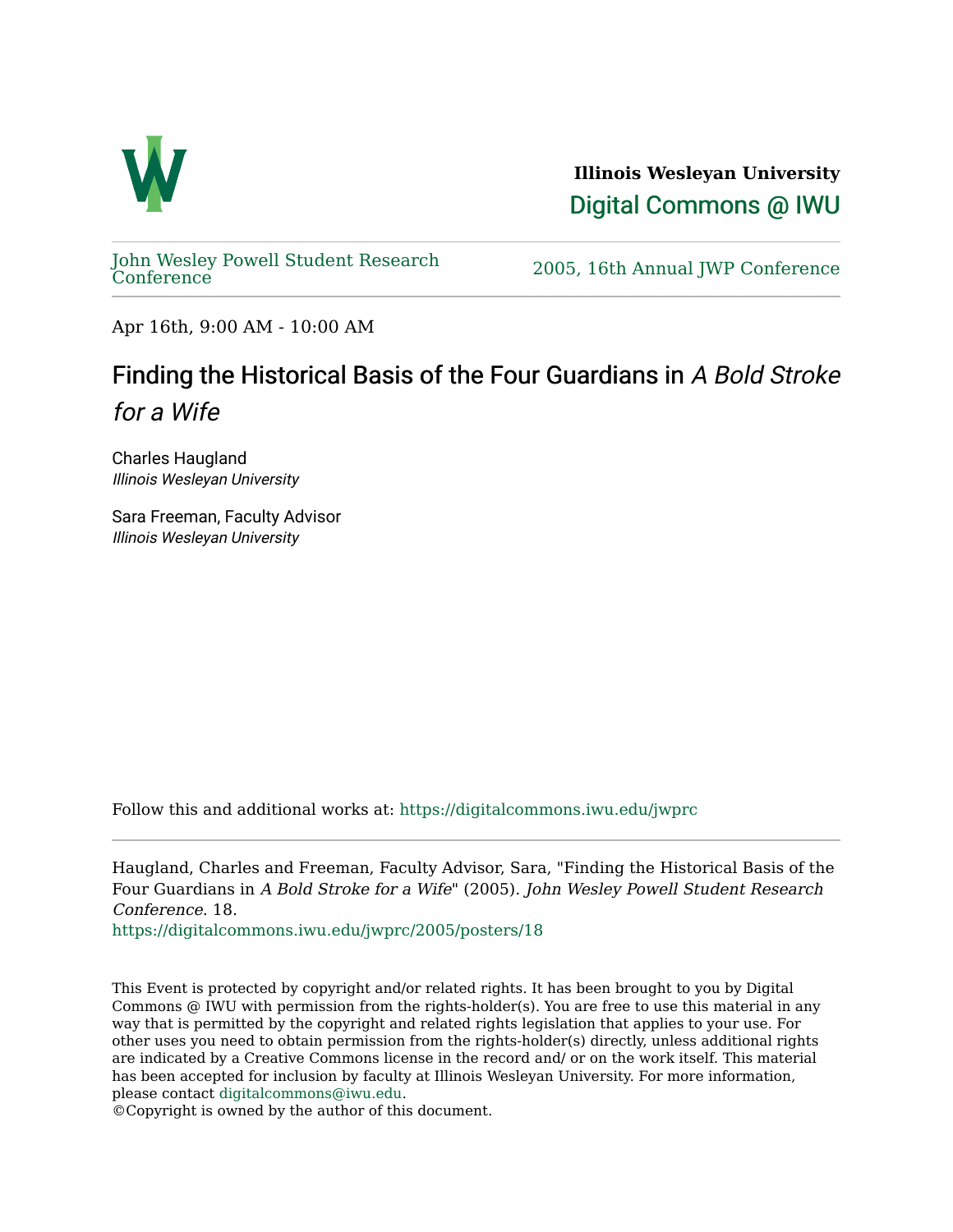**Illinois Wesleyan University**

Digital Commons @ IWU

John Wesley Powell Student Research Conference

2005, 16th Annual JWP Conference

Apr 16th, 9:00 AM - 10:00 AM

# Finding the Historical Basis of the Four Guardians in *A Bold Stroke for a Wife*

Charles Haugland
*Illinois Wesleyan University*

Sara Freeman, Faculty Advisor
*Illinois Wesleyan University*

Follow this and additional works at: https://digitalcommons.iwu.edu/jwprc

Haugland, Charles and Freeman, Faculty Advisor, Sara, "Finding the Historical Basis of the Four Guardians in *A Bold Stroke for a Wife*" (2005). *John Wesley Powell Student Research Conference*. 18.
https://digitalcommons.iwu.edu/jwprc/2005/posters/18

This Event is protected by copyright and/or related rights. It has been brought to you by Digital Commons @ IWU with permission from the rights-holder(s). You are free to use this material in any way that is permitted by the copyright and related rights legislation that applies to your use. For other uses you need to obtain permission from the rights-holder(s) directly, unless additional rights are indicated by a Creative Commons license in the record and/ or on the work itself. This material has been accepted for inclusion by faculty at Illinois Wesleyan University. For more information, please contact digitalcommons@iwu.edu.
©Copyright is owned by the author of this document.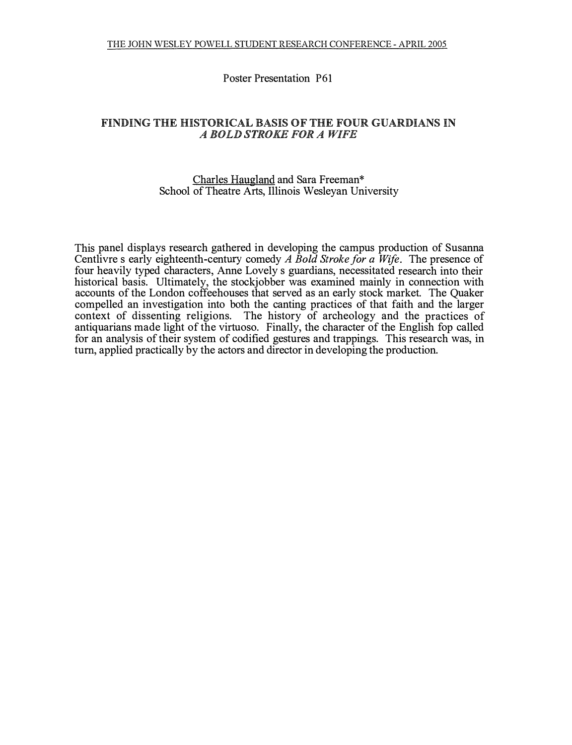Poster Presentation P61

## FINDING THE HISTORICAL BASIS OF THE FOUR GUARDIANS IN *A BOLD STROKE FOR A WIFE*

Charles Haugland and Sara Freeman*
School of Theatre Arts, Illinois Wesleyan University

This panel displays research gathered in developing the campus production of Susanna Centlivre s early eighteenth-century comedy *A Bold Stroke for a Wife*. The presence of four heavily typed characters, Anne Lovely s guardians, necessitated research into their historical basis. Ultimately, the stockjobber was examined mainly in connection with accounts of the London coffeehouses that served as an early stock market. The Quaker compelled an investigation into both the canting practices of that faith and the larger context of dissenting religions. The history of archeology and the practices of antiquarians made light of the virtuoso. Finally, the character of the English fop called for an analysis of their system of codified gestures and trappings. This research was, in turn, applied practically by the actors and director in developing the production.